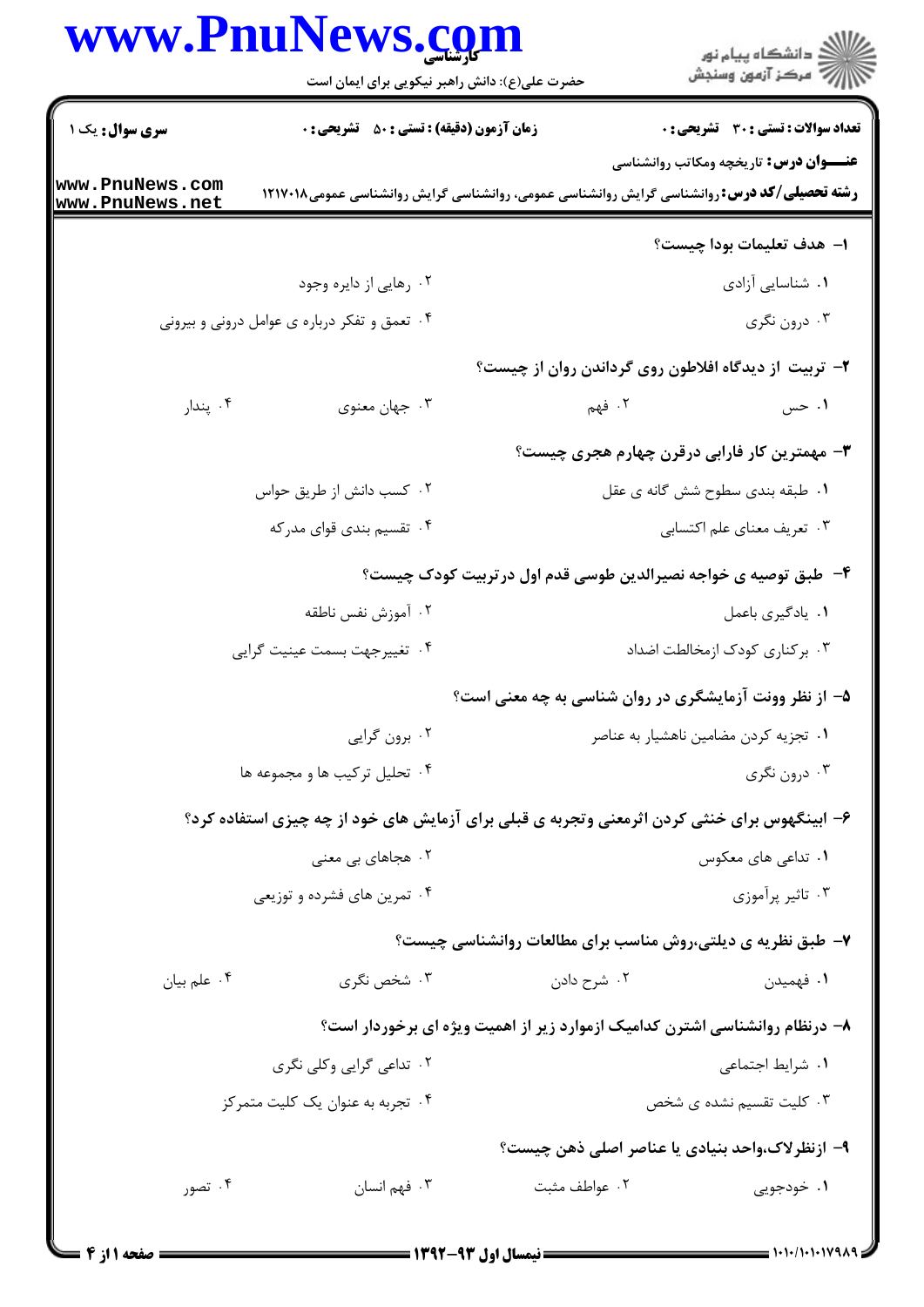**سری سوال:** یک ۱

**زمان آزمون (دقیقه) : تستی : ۵۰ تشریحی : ۰**

**تعداد سوالات : تستی : ۳۰ تشریحی : ۰**

**عنـــوان درس:** تاریخچه ومکاتب روانشناسی

**رشته تحصیلی/کد درس:** روانشناسی گرایش روانشناسی عمومی، روانشناسی گرایش روانشناسی عمومی ۱۲۱۷۰۱۸

**۱- هدف تعلیمات بودا چیست؟**

۱. شناسایی آزادی

۲. رهایی از دایره وجود

۳. درون نگری

۴. تعمق و تفکر درباره ی عوامل درونی و بیرونی

**۲- تربیت از دیدگاه افلاطون روی گرداندن روان از چیست؟**

۱. حس

۲. فهم

۳. جهان معنوی

۴. پندار

**۳- مهمترین کار فارابی درقرن چهارم هجری چیست؟**

۱. طبقه بندی سطوح شش گانه ی عقل

۲. کسب دانش از طریق حواس

۳. تعریف معنای علم اکتسابی

۴. تقسیم بندی قوای مدرکه

**۴- طبق توصیه ی خواجه نصیرالدین طوسی قدم اول درتربیت کودک چیست؟**

۱. یادگیری باعمل

۲. آموزش نفس ناطقه

۳. برکناری کودک ازمخالطت اضداد

۴. تغییرجهت بسمت عینیت گرایی

**۵- از نظر وونت آزمایشگری در روان شناسی به چه معنی است؟**

۱. تجزیه کردن مضامین ناهشیار به عناصر

۲. برون گرایی

۳. درون نگری

۴. تحلیل ترکیب ها و مجموعه ها

**۶- ابینگهوس برای خنثی کردن اثرمعنی وتجربه ی قبلی برای آزمایش های خود از چه چیزی استفاده کرد؟**

۱. تداعی های معکوس

۲. هجاهای بی معنی

۳. تاثیر پرآموزی

۴. تمرین های فشرده و توزیعی

**۷- طبق نظریه ی دیلتی،روش مناسب برای مطالعات روانشناسی چیست؟**

۱. فهمیدن

۲. شرح دادن

۳. شخص نگری

۴. علم بیان

**۸- درنظام روانشناسی اشترن کدامیک ازموارد زیر از اهمیت ویژه ای برخوردار است؟**

۱. شرایط اجتماعی

۲. تداعی گرایی وکلی نگری

۳. کلیت تقسیم نشده ی شخص

۴. تجربه به عنوان یک کلیت متمرکز

**۹- ازنظرلاک،واحد بنیادی یا عناصر اصلی ذهن چیست؟**

۱. خودجویی

۲. عواطف مثبت

۳. فهم انسان

۴. تصور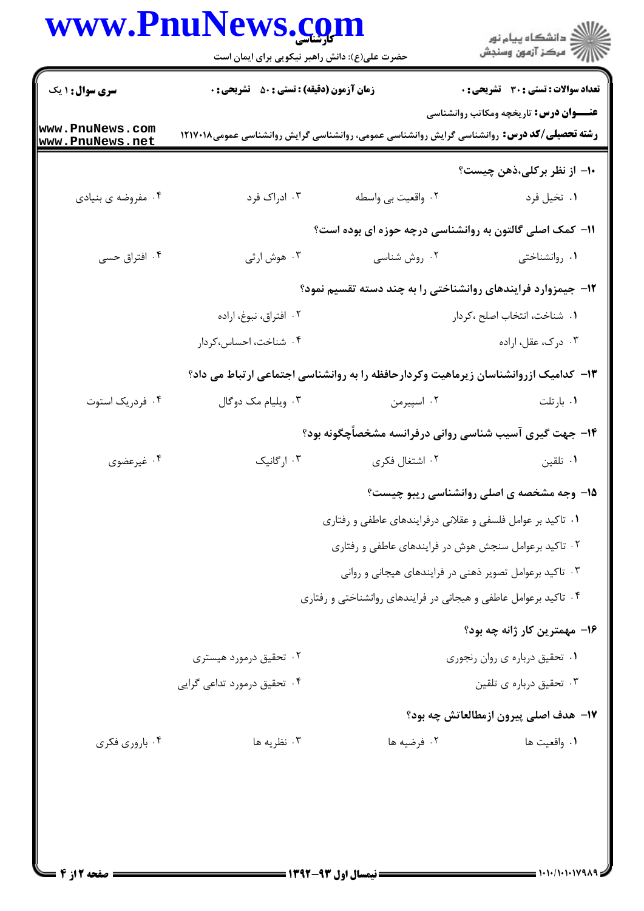**سری سوال:** ۱ یک

**زمان آزمون (دقیقه) : تستی : ۵۰ تشریحی : ۰**

**تعداد سوالات : تستی : ۳۰ تشریحی : ۰**

**عنـــوان درس:** تاریخچه ومکاتب روانشناسی

**رشته تحصیلی/کد درس:** روانشناسی گرایش روانشناسی عمومی، روانشناسی گرایش روانشناسی عمومی۱۲۱۷۰۱۸

**۱۰- از نظر برکلی،ذهن چیست؟**

۱. تخیل فرد
۲. واقعیت بی واسطه
۳. ادراک فرد
۴. مفروضه ی بنیادی

**۱۱- کمک اصلی گالتون به روانشناسی درچه حوزه ای بوده است؟**

۱. روانشناختی
۲. روش شناسی
۳. هوش ارثی
۴. افتراق حسی

**۱۲- جیمزوارد فرایندهای روانشناختی را به چند دسته تقسیم نمود؟**

۱. شناخت، انتخاب اصلح ،کردار
۲. افتراق، نبوغ، اراده
۳. درک، عقل، اراده
۴. شناخت، احساس،کردار

**۱۳- کدامیک ازروانشناسان زیرماهیت وکردارحافظه را به روانشناسی اجتماعی ارتباط می داد؟**

۱. بارتلت
۲. اسپیرمن
۳. ویلیام مک دوگال
۴. فردریک استوت

**۱۴- جهت گیری آسیب شناسی روانی درفرانسه مشخصاًچگونه بود؟**

۱. تلقین
۲. اشتغال فکری
۳. ارگانیک
۴. غیرعضوی

**۱۵- وجه مشخصه ی اصلی روانشناسی ریبو چیست؟**

۱. تاکید بر عوامل فلسفی و عقلانی درفرایندهای عاطفی و رفتاری
۲. تاکید برعوامل سنجش هوش در فرایندهای عاطفی و رفتاری
۳. تاکید برعوامل تصویر ذهنی در فرایندهای هیجانی و روانی
۴. تاکید برعوامل عاطفی و هیجانی در فرایندهای روانشناختی و رفتاری

**۱۶- مهمترین کار ژانه چه بود؟**

۱. تحقیق درباره ی روان رنجوری
۲. تحقیق درمورد هیستری
۳. تحقیق درباره ی تلقین
۴. تحقیق درمورد تداعی گرایی

**۱۷- هدف اصلی پیرون ازمطالعاتش چه بود؟**

۱. واقعیت ها
۲. فرضیه ها
۳. نظریه ها
۴. باروری فکری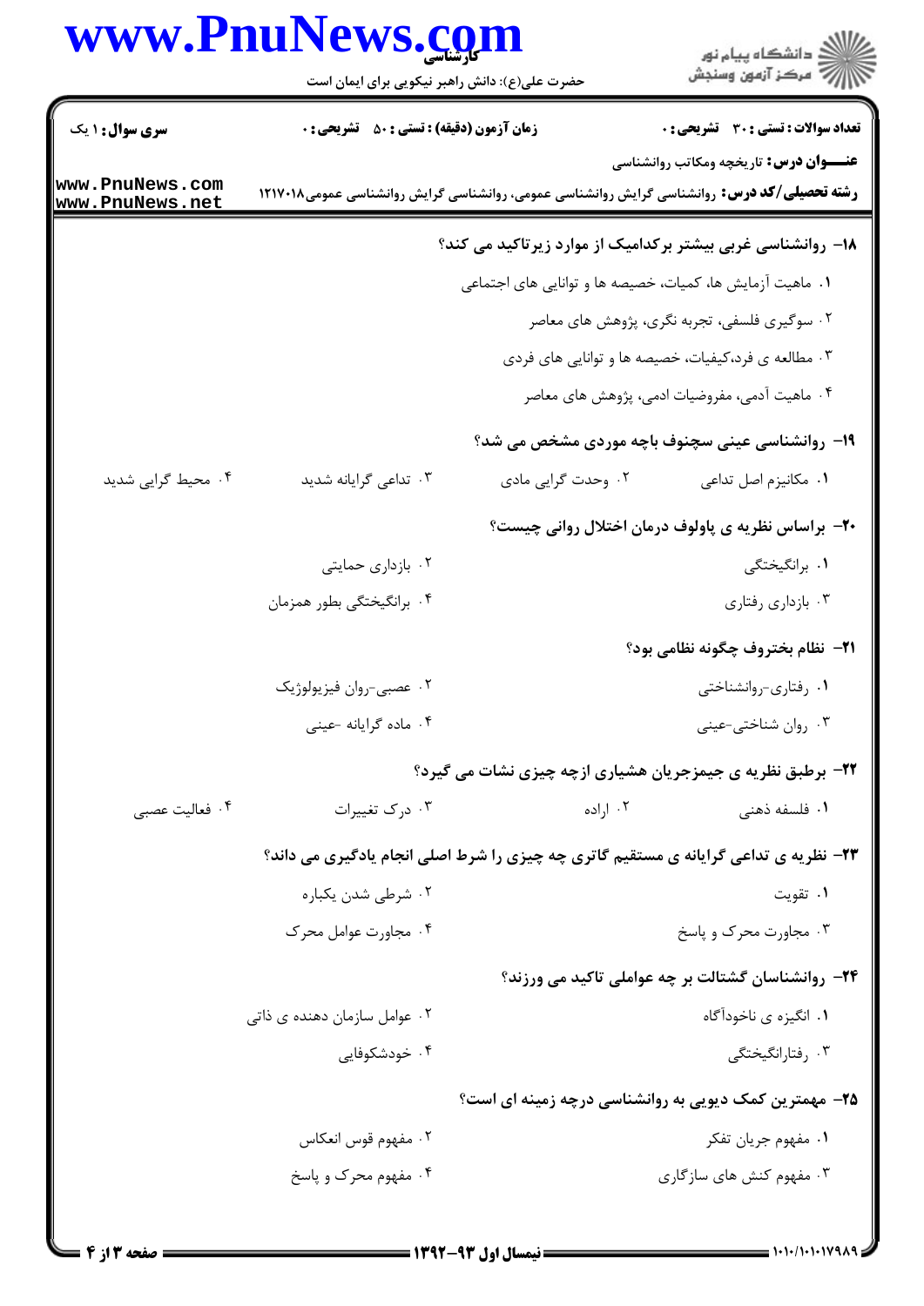**عنـــوان درس:** تاریخچه ومکاتب روانشناسی

**رشته تحصیلی/کد درس:** روانشناسی گرایش روانشناسی عمومی، روانشناسی گرایش روانشناسی عمومی۱۲۱۷۰۱۸

**سری سوال:** ۱ یک | **زمان آزمون (دقیقه) : تستی :** ۵۰ **تشریحی :** ۰ | **تعداد سوالات : تستی :** ۳۰ **تشریحی :** ۰

**۱۸- روانشناسی غربی بیشتر برکدامیک از موارد زیرتاکید می کند؟**

۱. ماهیت آزمایش ها، کمیات، خصیصه ها و توانایی های اجتماعی

۲. سوگیری فلسفی، تجربه نگری، پژوهش های معاصر

۳. مطالعه ی فرد،کیفیات، خصیصه ها و توانایی های فردی

۴. ماهیت آدمی، مفروضیات ادمی، پژوهش های معاصر

**۱۹- روانشناسی عینی سچنوف باچه موردی مشخص می شد؟**

۱. مکانیزم اصل تداعی

۲. وحدت گرایی مادی

۳. تداعی گرایانه شدید

۴. محیط گرایی شدید

**۲۰- براساس نظریه ی پاولوف درمان اختلال روانی چیست؟**

۱. برانگیختگی

۲. بازداری حمایتی

۳. بازداری رفتاری

۴. برانگیختگی بطور همزمان

**۲۱- نظام بختروف چگونه نظامی بود؟**

۱. رفتاری-روانشناختی

۲. عصبی-روان فیزیولوژیک

۳. روان شناختی-عینی

۴. ماده گرایانه -عینی

**۲۲- برطبق نظریه ی جیمزجریان هشیاری ازچه چیزی نشات می گیرد؟**

۱. فلسفه ذهنی

۲. اراده

۳. درک تغییرات

۴. فعالیت عصبی

**۲۳- نظریه ی تداعی گرایانه ی مستقیم گاتری چه چیزی را شرط اصلی انجام یادگیری می داند؟**

۱. تقویت

۲. شرطی شدن یکباره

۳. مجاورت محرک و پاسخ

۴. مجاورت عوامل محرک

**۲۴- روانشناسان گشتالت بر چه عواملی تاکید می ورزند؟**

۱. انگیزه ی ناخودآگاه

۲. عوامل سازمان دهنده ی ذاتی

۳. رفتارانگیختگی

۴. خودشکوفایی

**۲۵- مهمترین کمک دیویی به روانشناسی درچه زمینه ای است؟**

۱. مفهوم جریان تفکر

۲. مفهوم قوس انعکاس

۳. مفهوم کنش های سازگاری

۴. مفهوم محرک و پاسخ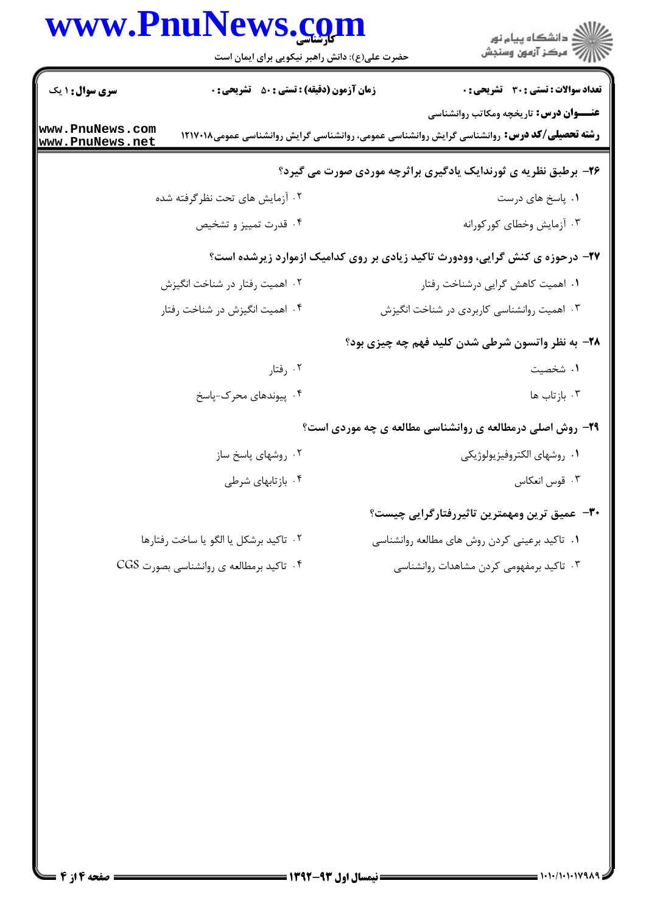**تعداد سوالات : تستی : ۳۰ تشریحی : ۰** | **زمان آزمون (دقیقه) : تستی : ۵۰ تشریحی : ۰** | **سری سوال : ۱ یک**

**عنـــوان درس:** تاریخچه ومکاتب روانشناسی

**رشته تحصیلی/کد درس:** روانشناسی گرایش روانشناسی عمومی، روانشناسی گرایش روانشناسی عمومی۱۲۱۷۰۱۸

**۲۶- برطبق نظریه ی ثورندایک یادگیری براثرچه موردی صورت می گیرد؟**

۱. پاسخ های درست

۲. آزمایش های تحت نظرگرفته شده

۳. آزمایش وخطای کورکورانه

۴. قدرت تمییز و تشخیص

**۲۷- درحوزه ی کنش گرایی، وودورث تاکید زیادی بر روی کدامیک ازموارد زیرشده است؟**

۱. اهمیت کاهش گرایی درشناخت رفتار

۲. اهمیت رفتار در شناخت انگیزش

۳. اهمیت روانشناسی کاربردی در شناخت انگیزش

۴. اهمیت انگیزش در شناخت رفتار

**۲۸- به نظر واتسون شرطی شدن کلید فهم چه چیزی بود؟**

۱. شخصیت

۲. رفتار

۳. بازتاب ها

۴. پیوندهای محرک-پاسخ

**۲۹- روش اصلی درمطالعه ی روانشناسی مطالعه ی چه موردی است؟**

۱. روشهای الکتروفیزیولوژیکی

۲. روشهای پاسخ ساز

۳. قوس انعکاس

۴. بازتابهای شرطی

**۳۰- عمیق ترین ومهمترین تاثیررفتارگرایی چیست؟**

۱. تاکید برعینی کردن روش های مطالعه روانشناسی

۲. تاکید برشکل یا الگو یا ساخت رفتارها

۳. تاکید برمفهومی کردن مشاهدات روانشناسی

۴. تاکید برمطالعه ی روانشناسی بصورت CGS